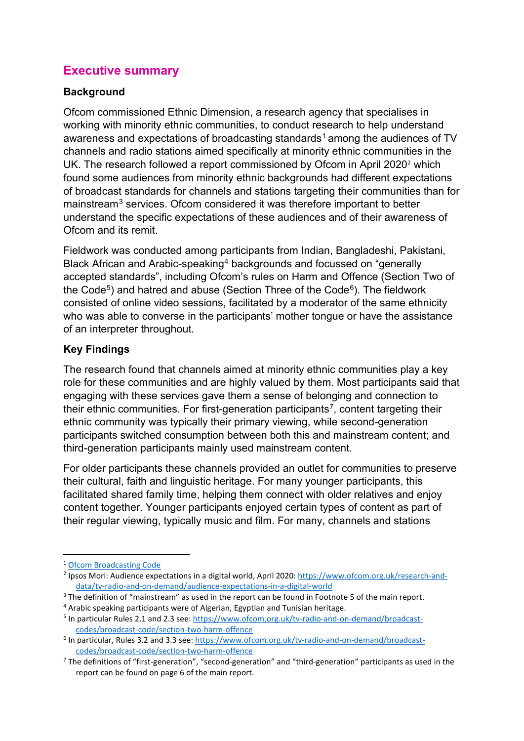## Executive summary

### Background

Ofcom commissioned Ethnic Dimension, a research agency that specialises in working with minority ethnic communities, to conduct research to help understand awareness and expectations of broadcasting standards[1] among the audiences of TV channels and radio stations aimed specifically at minority ethnic communities in the UK. The research followed a report commissioned by Ofcom in April 2020[2] which found some audiences from minority ethnic backgrounds had different expectations of broadcast standards for channels and stations targeting their communities than for mainstream[3] services. Ofcom considered it was therefore important to better understand the specific expectations of these audiences and of their awareness of Ofcom and its remit.

Fieldwork was conducted among participants from Indian, Bangladeshi, Pakistani, Black African and Arabic-speaking[4] backgrounds and focussed on "generally accepted standards", including Ofcom's rules on Harm and Offence (Section Two of the Code[5]) and hatred and abuse (Section Three of the Code[6]). The fieldwork consisted of online video sessions, facilitated by a moderator of the same ethnicity who was able to converse in the participants' mother tongue or have the assistance of an interpreter throughout.

### Key Findings

The research found that channels aimed at minority ethnic communities play a key role for these communities and are highly valued by them. Most participants said that engaging with these services gave them a sense of belonging and connection to their ethnic communities. For first-generation participants[7], content targeting their ethnic community was typically their primary viewing, while second-generation participants switched consumption between both this and mainstream content; and third-generation participants mainly used mainstream content.

For older participants these channels provided an outlet for communities to preserve their cultural, faith and linguistic heritage. For many younger participants, this facilitated shared family time, helping them connect with older relatives and enjoy content together. Younger participants enjoyed certain types of content as part of their regular viewing, typically music and film. For many, channels and stations

---

[1] Ofcom Broadcasting Code

[2] Ipsos Mori: Audience expectations in a digital world, April 2020: https://www.ofcom.org.uk/research-and-data/tv-radio-and-on-demand/audience-expectations-in-a-digital-world

[3] The definition of "mainstream" as used in the report can be found in Footnote 5 of the main report.

[4] Arabic speaking participants were of Algerian, Egyptian and Tunisian heritage.

[5] In particular Rules 2.1 and 2.3 see: https://www.ofcom.org.uk/tv-radio-and-on-demand/broadcast-codes/broadcast-code/section-two-harm-offence

[6] In particular, Rules 3.2 and 3.3 see: https://www.ofcom.org.uk/tv-radio-and-on-demand/broadcast-codes/broadcast-code/section-two-harm-offence

[7] The definitions of "first-generation", "second-generation" and "third-generation" participants as used in the report can be found on page 6 of the main report.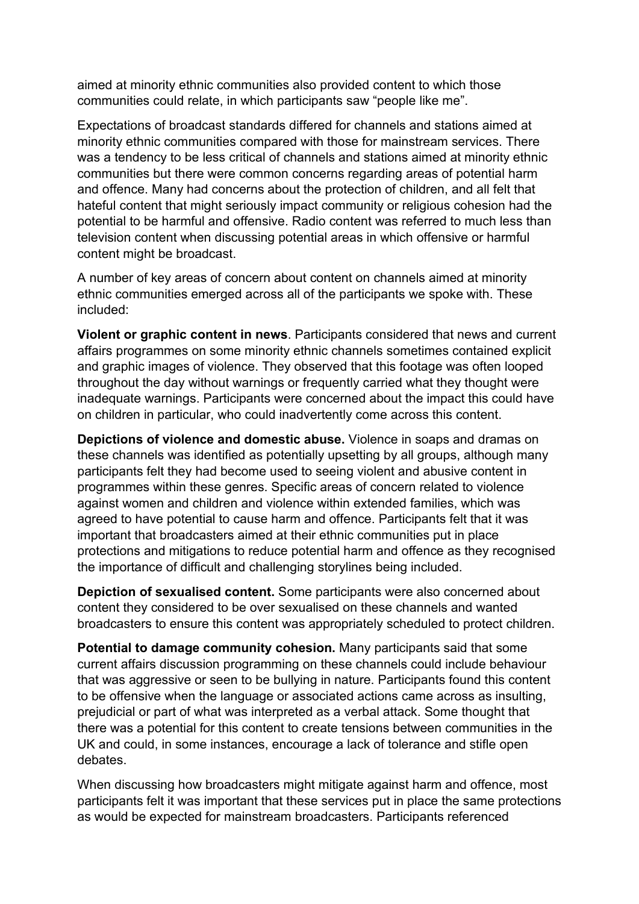aimed at minority ethnic communities also provided content to which those communities could relate, in which participants saw "people like me".

Expectations of broadcast standards differed for channels and stations aimed at minority ethnic communities compared with those for mainstream services. There was a tendency to be less critical of channels and stations aimed at minority ethnic communities but there were common concerns regarding areas of potential harm and offence. Many had concerns about the protection of children, and all felt that hateful content that might seriously impact community or religious cohesion had the potential to be harmful and offensive. Radio content was referred to much less than television content when discussing potential areas in which offensive or harmful content might be broadcast.

A number of key areas of concern about content on channels aimed at minority ethnic communities emerged across all of the participants we spoke with. These included:

**Violent or graphic content in news**. Participants considered that news and current affairs programmes on some minority ethnic channels sometimes contained explicit and graphic images of violence. They observed that this footage was often looped throughout the day without warnings or frequently carried what they thought were inadequate warnings. Participants were concerned about the impact this could have on children in particular, who could inadvertently come across this content.

**Depictions of violence and domestic abuse.** Violence in soaps and dramas on these channels was identified as potentially upsetting by all groups, although many participants felt they had become used to seeing violent and abusive content in programmes within these genres. Specific areas of concern related to violence against women and children and violence within extended families, which was agreed to have potential to cause harm and offence. Participants felt that it was important that broadcasters aimed at their ethnic communities put in place protections and mitigations to reduce potential harm and offence as they recognised the importance of difficult and challenging storylines being included.

**Depiction of sexualised content.** Some participants were also concerned about content they considered to be over sexualised on these channels and wanted broadcasters to ensure this content was appropriately scheduled to protect children.

**Potential to damage community cohesion.** Many participants said that some current affairs discussion programming on these channels could include behaviour that was aggressive or seen to be bullying in nature. Participants found this content to be offensive when the language or associated actions came across as insulting, prejudicial or part of what was interpreted as a verbal attack. Some thought that there was a potential for this content to create tensions between communities in the UK and could, in some instances, encourage a lack of tolerance and stifle open debates.

When discussing how broadcasters might mitigate against harm and offence, most participants felt it was important that these services put in place the same protections as would be expected for mainstream broadcasters. Participants referenced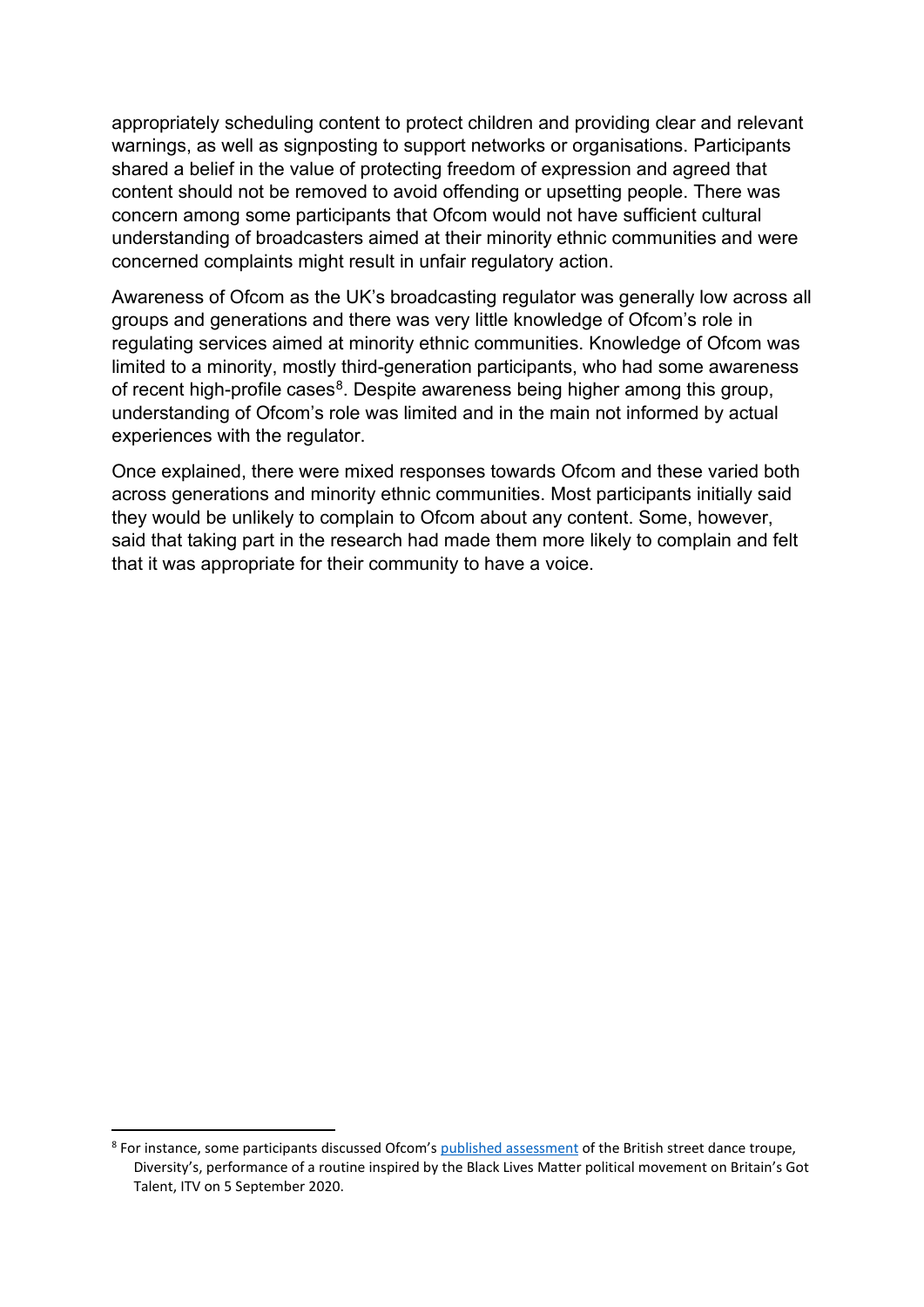appropriately scheduling content to protect children and providing clear and relevant warnings, as well as signposting to support networks or organisations. Participants shared a belief in the value of protecting freedom of expression and agreed that content should not be removed to avoid offending or upsetting people. There was concern among some participants that Ofcom would not have sufficient cultural understanding of broadcasters aimed at their minority ethnic communities and were concerned complaints might result in unfair regulatory action.

Awareness of Ofcom as the UK's broadcasting regulator was generally low across all groups and generations and there was very little knowledge of Ofcom's role in regulating services aimed at minority ethnic communities. Knowledge of Ofcom was limited to a minority, mostly third-generation participants, who had some awareness of recent high-profile cases[8]. Despite awareness being higher among this group, understanding of Ofcom's role was limited and in the main not informed by actual experiences with the regulator.

Once explained, there were mixed responses towards Ofcom and these varied both across generations and minority ethnic communities. Most participants initially said they would be unlikely to complain to Ofcom about any content. Some, however, said that taking part in the research had made them more likely to complain and felt that it was appropriate for their community to have a voice.

---

[8] For instance, some participants discussed Ofcom's published assessment of the British street dance troupe, Diversity's, performance of a routine inspired by the Black Lives Matter political movement on Britain's Got Talent, ITV on 5 September 2020.